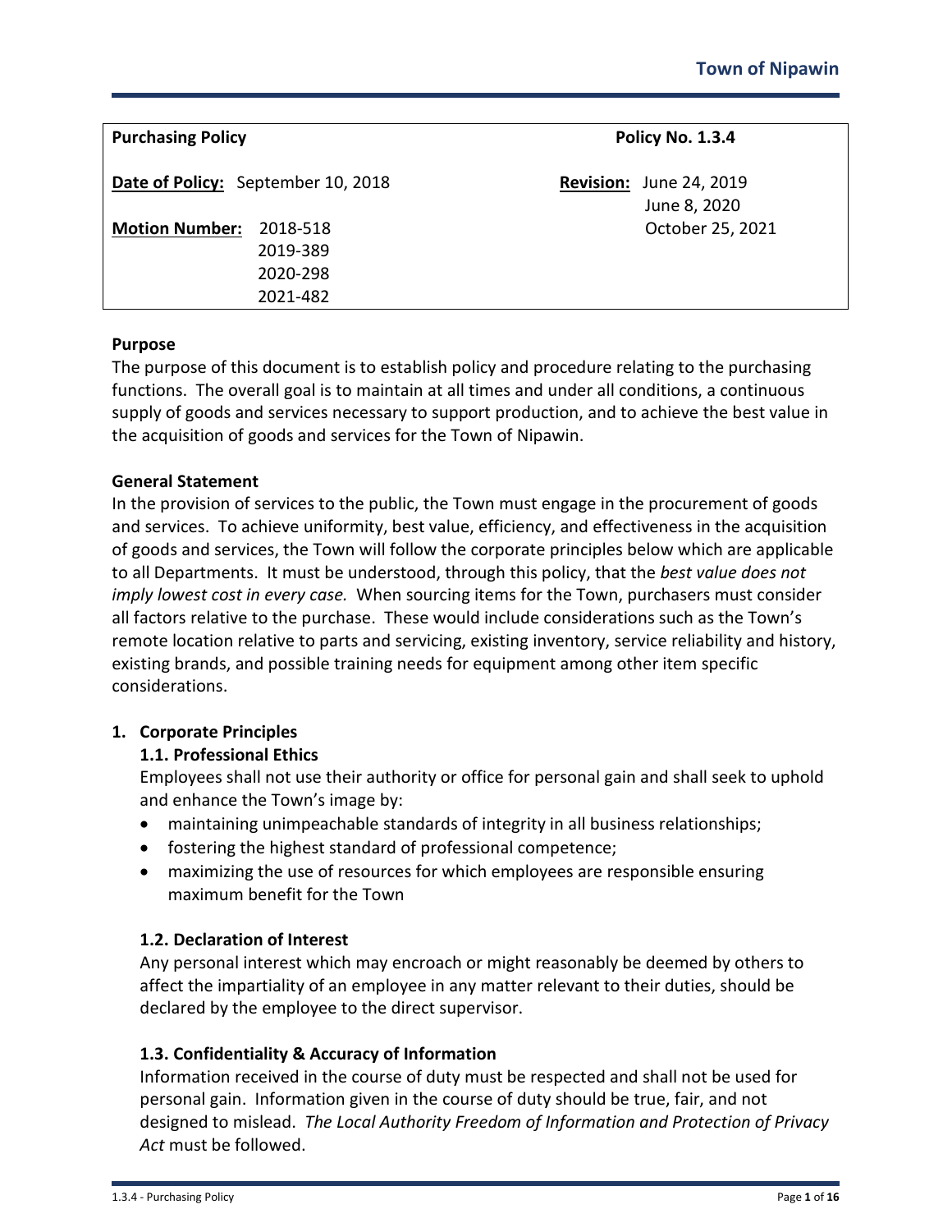| **Purchasing Policy** | **Policy No. 1.3.4** |
|---|---|
| **Date of Policy:** September 10, 2018 | **Revision:** June 24, 2019<br>June 8, 2020<br>October 25, 2021 |
| **Motion Number:** 2018-518<br>2019-389<br>2020-298<br>2021-482 | |

**Purpose**

The purpose of this document is to establish policy and procedure relating to the purchasing functions. The overall goal is to maintain at all times and under all conditions, a continuous supply of goods and services necessary to support production, and to achieve the best value in the acquisition of goods and services for the Town of Nipawin.

**General Statement**

In the provision of services to the public, the Town must engage in the procurement of goods and services. To achieve uniformity, best value, efficiency, and effectiveness in the acquisition of goods and services, the Town will follow the corporate principles below which are applicable to all Departments. It must be understood, through this policy, that the *best value does not imply lowest cost in every case.* When sourcing items for the Town, purchasers must consider all factors relative to the purchase. These would include considerations such as the Town's remote location relative to parts and servicing, existing inventory, service reliability and history, existing brands, and possible training needs for equipment among other item specific considerations.

## 1. Corporate Principles

### 1.1. Professional Ethics

Employees shall not use their authority or office for personal gain and shall seek to uphold and enhance the Town's image by:

- maintaining unimpeachable standards of integrity in all business relationships;
- fostering the highest standard of professional competence;
- maximizing the use of resources for which employees are responsible ensuring maximum benefit for the Town

### 1.2. Declaration of Interest

Any personal interest which may encroach or might reasonably be deemed by others to affect the impartiality of an employee in any matter relevant to their duties, should be declared by the employee to the direct supervisor.

### 1.3. Confidentiality & Accuracy of Information

Information received in the course of duty must be respected and shall not be used for personal gain. Information given in the course of duty should be true, fair, and not designed to mislead. *The Local Authority Freedom of Information and Protection of Privacy Act* must be followed.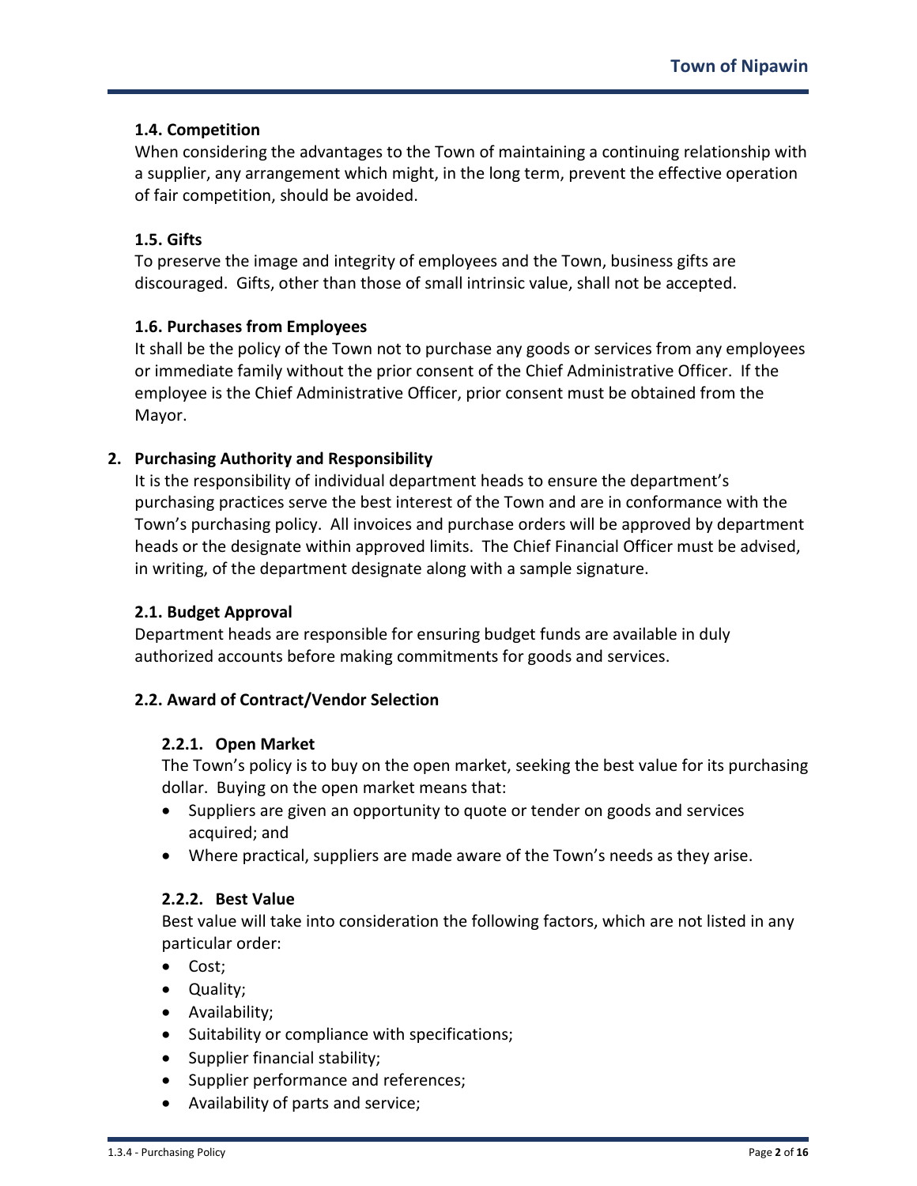### 1.4. Competition

When considering the advantages to the Town of maintaining a continuing relationship with a supplier, any arrangement which might, in the long term, prevent the effective operation of fair competition, should be avoided.

### 1.5. Gifts

To preserve the image and integrity of employees and the Town, business gifts are discouraged. Gifts, other than those of small intrinsic value, shall not be accepted.

### 1.6. Purchases from Employees

It shall be the policy of the Town not to purchase any goods or services from any employees or immediate family without the prior consent of the Chief Administrative Officer. If the employee is the Chief Administrative Officer, prior consent must be obtained from the Mayor.

## 2. Purchasing Authority and Responsibility

It is the responsibility of individual department heads to ensure the department's purchasing practices serve the best interest of the Town and are in conformance with the Town's purchasing policy. All invoices and purchase orders will be approved by department heads or the designate within approved limits. The Chief Financial Officer must be advised, in writing, of the department designate along with a sample signature.

### 2.1. Budget Approval

Department heads are responsible for ensuring budget funds are available in duly authorized accounts before making commitments for goods and services.

### 2.2. Award of Contract/Vendor Selection

#### 2.2.1. Open Market

The Town's policy is to buy on the open market, seeking the best value for its purchasing dollar. Buying on the open market means that:

- Suppliers are given an opportunity to quote or tender on goods and services acquired; and
- Where practical, suppliers are made aware of the Town's needs as they arise.

#### 2.2.2. Best Value

Best value will take into consideration the following factors, which are not listed in any particular order:

- Cost;
- Quality;
- Availability;
- Suitability or compliance with specifications;
- Supplier financial stability;
- Supplier performance and references;
- Availability of parts and service;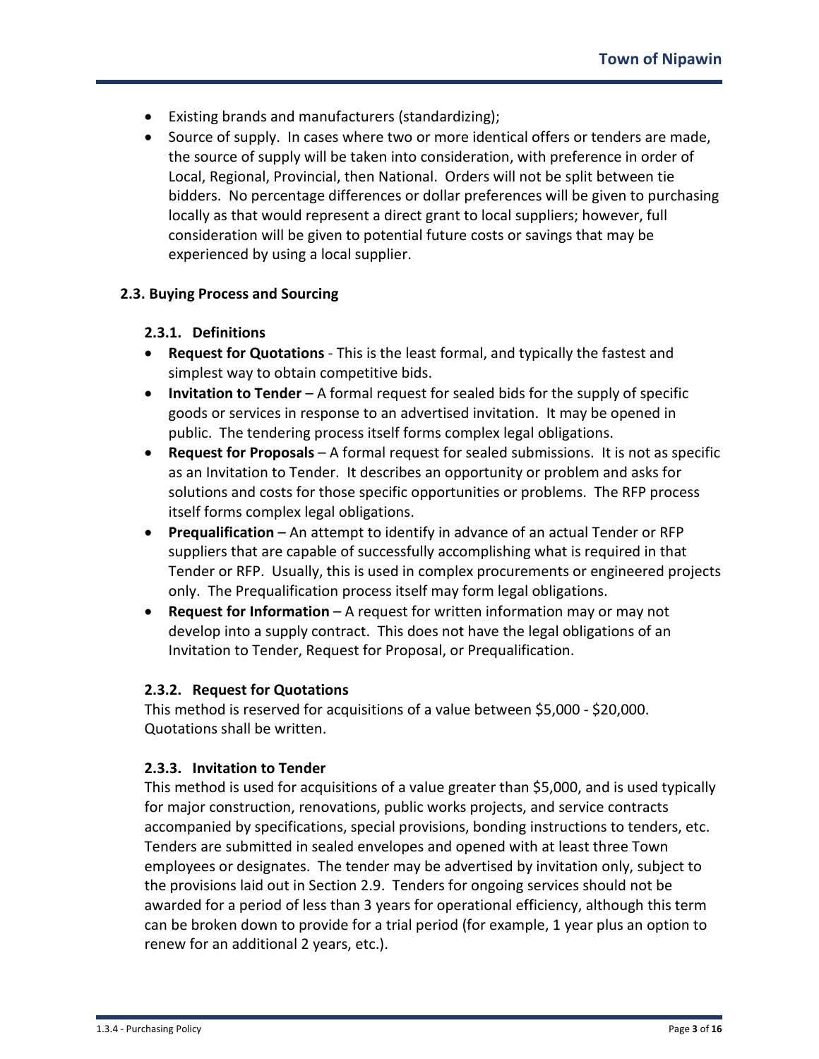- Existing brands and manufacturers (standardizing);
- Source of supply. In cases where two or more identical offers or tenders are made, the source of supply will be taken into consideration, with preference in order of Local, Regional, Provincial, then National. Orders will not be split between tie bidders. No percentage differences or dollar preferences will be given to purchasing locally as that would represent a direct grant to local suppliers; however, full consideration will be given to potential future costs or savings that may be experienced by using a local supplier.

### 2.3. Buying Process and Sourcing

#### 2.3.1. Definitions

- **Request for Quotations** - This is the least formal, and typically the fastest and simplest way to obtain competitive bids.
- **Invitation to Tender** – A formal request for sealed bids for the supply of specific goods or services in response to an advertised invitation. It may be opened in public. The tendering process itself forms complex legal obligations.
- **Request for Proposals** – A formal request for sealed submissions. It is not as specific as an Invitation to Tender. It describes an opportunity or problem and asks for solutions and costs for those specific opportunities or problems. The RFP process itself forms complex legal obligations.
- **Prequalification** – An attempt to identify in advance of an actual Tender or RFP suppliers that are capable of successfully accomplishing what is required in that Tender or RFP. Usually, this is used in complex procurements or engineered projects only. The Prequalification process itself may form legal obligations.
- **Request for Information** – A request for written information may or may not develop into a supply contract. This does not have the legal obligations of an Invitation to Tender, Request for Proposal, or Prequalification.

#### 2.3.2. Request for Quotations

This method is reserved for acquisitions of a value between $5,000 - $20,000. Quotations shall be written.

#### 2.3.3. Invitation to Tender

This method is used for acquisitions of a value greater than $5,000, and is used typically for major construction, renovations, public works projects, and service contracts accompanied by specifications, special provisions, bonding instructions to tenders, etc. Tenders are submitted in sealed envelopes and opened with at least three Town employees or designates. The tender may be advertised by invitation only, subject to the provisions laid out in Section 2.9. Tenders for ongoing services should not be awarded for a period of less than 3 years for operational efficiency, although this term can be broken down to provide for a trial period (for example, 1 year plus an option to renew for an additional 2 years, etc.).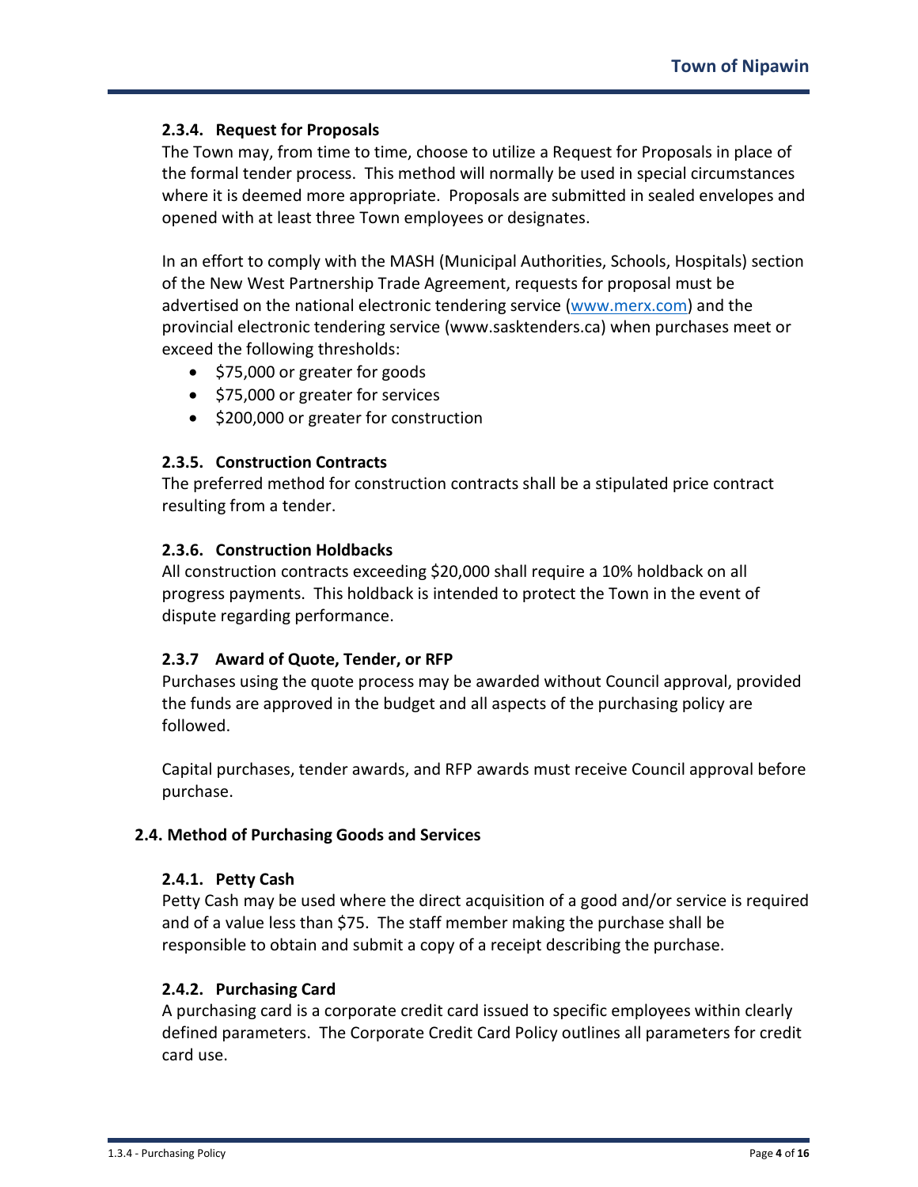#### 2.3.4. Request for Proposals

The Town may, from time to time, choose to utilize a Request for Proposals in place of the formal tender process. This method will normally be used in special circumstances where it is deemed more appropriate. Proposals are submitted in sealed envelopes and opened with at least three Town employees or designates.

In an effort to comply with the MASH (Municipal Authorities, Schools, Hospitals) section of the New West Partnership Trade Agreement, requests for proposal must be advertised on the national electronic tendering service (www.merx.com) and the provincial electronic tendering service (www.sasktenders.ca) when purchases meet or exceed the following thresholds:

- $75,000 or greater for goods
- $75,000 or greater for services
- $200,000 or greater for construction

#### 2.3.5. Construction Contracts

The preferred method for construction contracts shall be a stipulated price contract resulting from a tender.

#### 2.3.6. Construction Holdbacks

All construction contracts exceeding $20,000 shall require a 10% holdback on all progress payments. This holdback is intended to protect the Town in the event of dispute regarding performance.

#### 2.3.7 Award of Quote, Tender, or RFP

Purchases using the quote process may be awarded without Council approval, provided the funds are approved in the budget and all aspects of the purchasing policy are followed.

Capital purchases, tender awards, and RFP awards must receive Council approval before purchase.

### 2.4. Method of Purchasing Goods and Services

#### 2.4.1. Petty Cash

Petty Cash may be used where the direct acquisition of a good and/or service is required and of a value less than $75. The staff member making the purchase shall be responsible to obtain and submit a copy of a receipt describing the purchase.

#### 2.4.2. Purchasing Card

A purchasing card is a corporate credit card issued to specific employees within clearly defined parameters. The Corporate Credit Card Policy outlines all parameters for credit card use.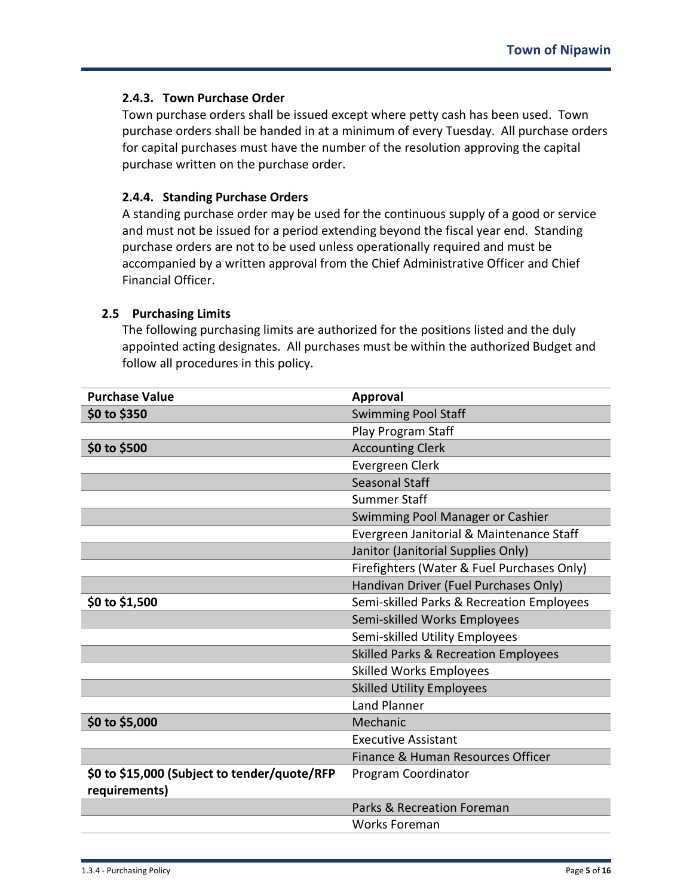#### 2.4.3. Town Purchase Order

Town purchase orders shall be issued except where petty cash has been used. Town purchase orders shall be handed in at a minimum of every Tuesday. All purchase orders for capital purchases must have the number of the resolution approving the capital purchase written on the purchase order.

#### 2.4.4. Standing Purchase Orders

A standing purchase order may be used for the continuous supply of a good or service and must not be issued for a period extending beyond the fiscal year end. Standing purchase orders are not to be used unless operationally required and must be accompanied by a written approval from the Chief Administrative Officer and Chief Financial Officer.

### 2.5 Purchasing Limits

The following purchasing limits are authorized for the positions listed and the duly appointed acting designates. All purchases must be within the authorized Budget and follow all procedures in this policy.

| Purchase Value | Approval |
|---|---|
| **$0 to $350** | Swimming Pool Staff |
| | Play Program Staff |
| **$0 to $500** | Accounting Clerk |
| | Evergreen Clerk |
| | Seasonal Staff |
| | Summer Staff |
| | Swimming Pool Manager or Cashier |
| | Evergreen Janitorial & Maintenance Staff |
| | Janitor (Janitorial Supplies Only) |
| | Firefighters (Water & Fuel Purchases Only) |
| | Handivan Driver (Fuel Purchases Only) |
| **$0 to $1,500** | Semi-skilled Parks & Recreation Employees |
| | Semi-skilled Works Employees |
| | Semi-skilled Utility Employees |
| | Skilled Parks & Recreation Employees |
| | Skilled Works Employees |
| | Skilled Utility Employees |
| | Land Planner |
| **$0 to $5,000** | Mechanic |
| | Executive Assistant |
| | Finance & Human Resources Officer |
| **$0 to $15,000 (Subject to tender/quote/RFP requirements)** | Program Coordinator |
| | Parks & Recreation Foreman |
| | Works Foreman |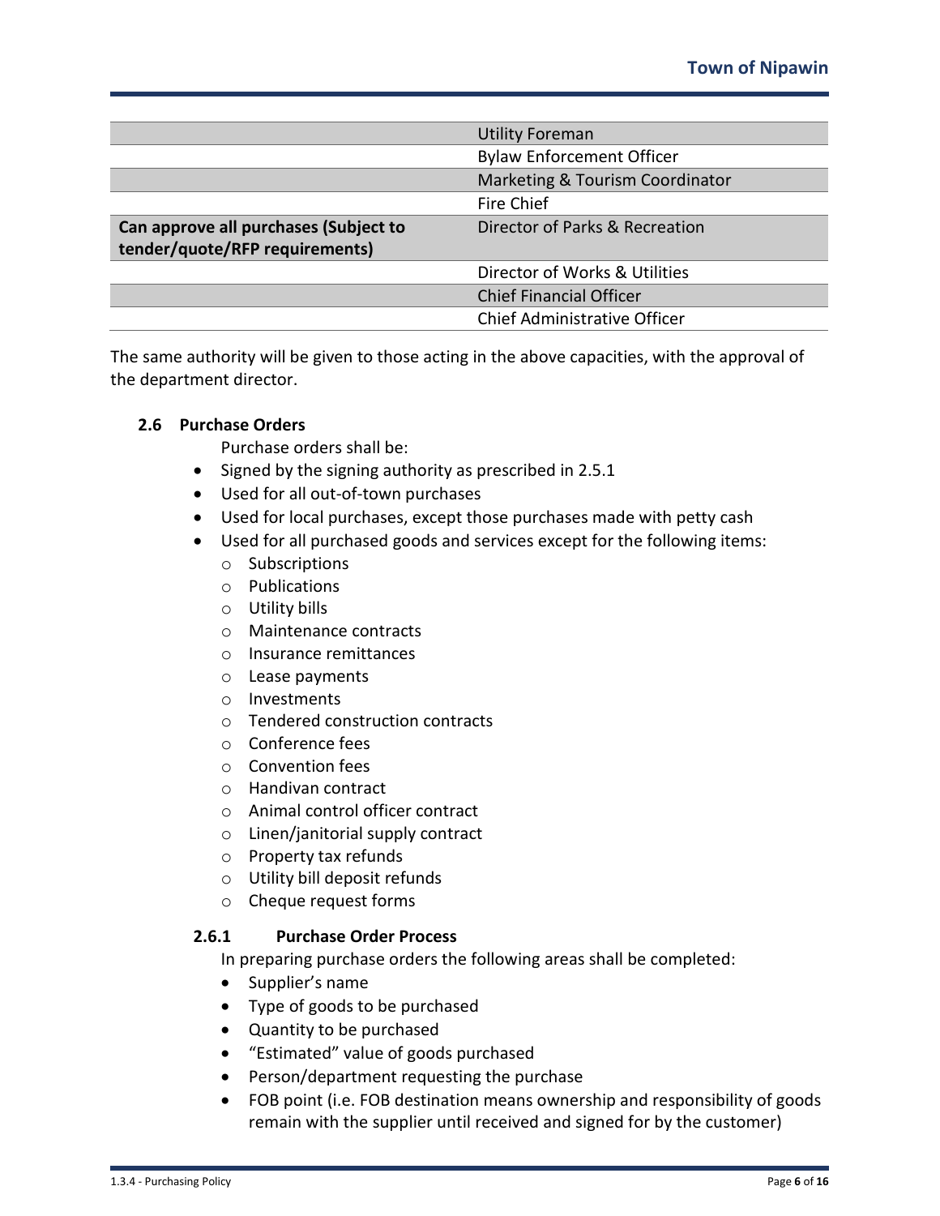| | |
|---|---|
| | Utility Foreman |
| | Bylaw Enforcement Officer |
| | Marketing & Tourism Coordinator |
| | Fire Chief |
| **Can approve all purchases (Subject to tender/quote/RFP requirements)** | Director of Parks & Recreation |
| | Director of Works & Utilities |
| | Chief Financial Officer |
| | Chief Administrative Officer |

The same authority will be given to those acting in the above capacities, with the approval of the department director.

### 2.6 Purchase Orders

Purchase orders shall be:

- Signed by the signing authority as prescribed in 2.5.1
- Used for all out-of-town purchases
- Used for local purchases, except those purchases made with petty cash
- Used for all purchased goods and services except for the following items:
  - Subscriptions
  - Publications
  - Utility bills
  - Maintenance contracts
  - Insurance remittances
  - Lease payments
  - Investments
  - Tendered construction contracts
  - Conference fees
  - Convention fees
  - Handivan contract
  - Animal control officer contract
  - Linen/janitorial supply contract
  - Property tax refunds
  - Utility bill deposit refunds
  - Cheque request forms

#### 2.6.1 Purchase Order Process

In preparing purchase orders the following areas shall be completed:

- Supplier's name
- Type of goods to be purchased
- Quantity to be purchased
- "Estimated" value of goods purchased
- Person/department requesting the purchase
- FOB point (i.e. FOB destination means ownership and responsibility of goods remain with the supplier until received and signed for by the customer)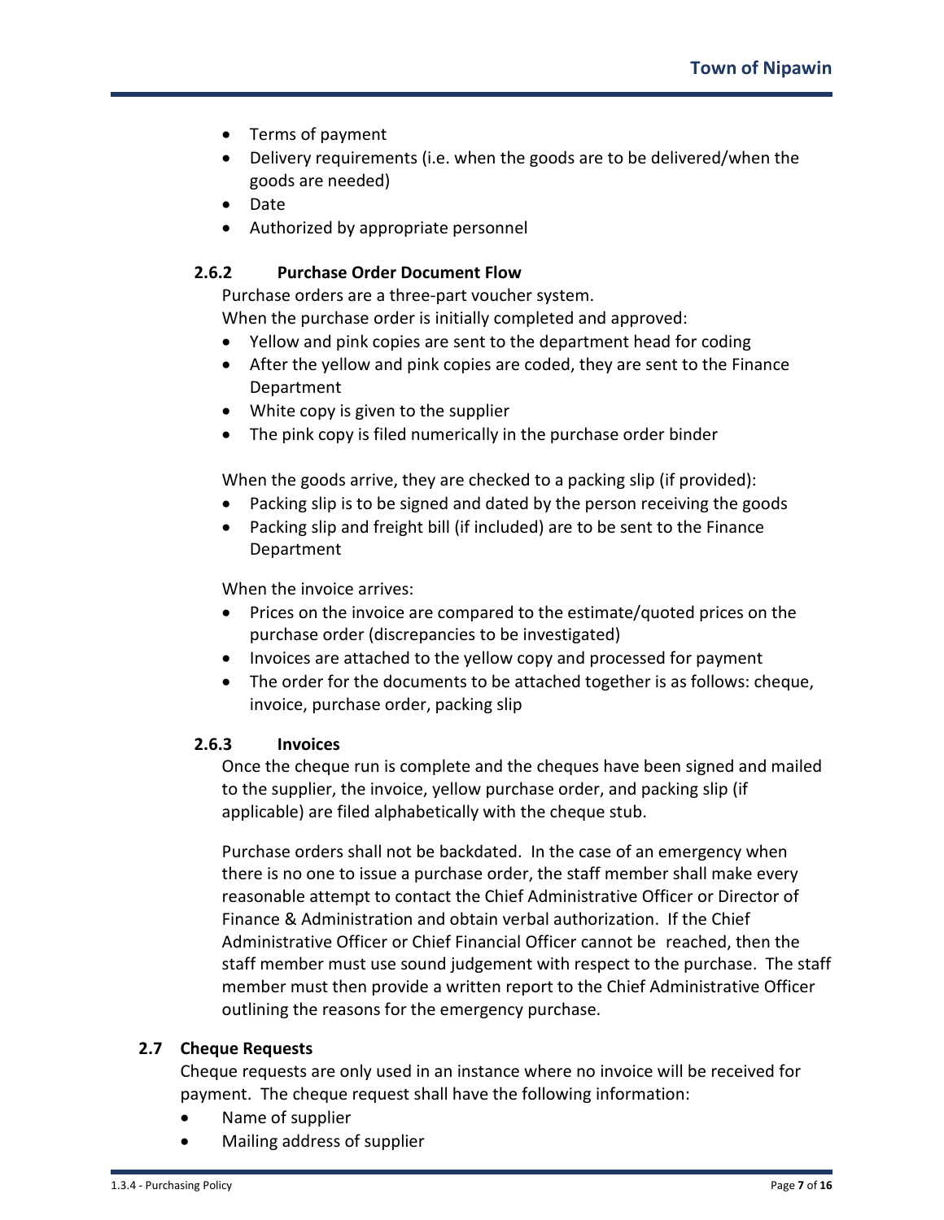- Terms of payment
- Delivery requirements (i.e. when the goods are to be delivered/when the goods are needed)
- Date
- Authorized by appropriate personnel

#### 2.6.2 Purchase Order Document Flow

Purchase orders are a three-part voucher system.

When the purchase order is initially completed and approved:

- Yellow and pink copies are sent to the department head for coding
- After the yellow and pink copies are coded, they are sent to the Finance Department
- White copy is given to the supplier
- The pink copy is filed numerically in the purchase order binder

When the goods arrive, they are checked to a packing slip (if provided):

- Packing slip is to be signed and dated by the person receiving the goods
- Packing slip and freight bill (if included) are to be sent to the Finance Department

When the invoice arrives:

- Prices on the invoice are compared to the estimate/quoted prices on the purchase order (discrepancies to be investigated)
- Invoices are attached to the yellow copy and processed for payment
- The order for the documents to be attached together is as follows: cheque, invoice, purchase order, packing slip

#### 2.6.3 Invoices

Once the cheque run is complete and the cheques have been signed and mailed to the supplier, the invoice, yellow purchase order, and packing slip (if applicable) are filed alphabetically with the cheque stub.

Purchase orders shall not be backdated. In the case of an emergency when there is no one to issue a purchase order, the staff member shall make every reasonable attempt to contact the Chief Administrative Officer or Director of Finance & Administration and obtain verbal authorization. If the Chief Administrative Officer or Chief Financial Officer cannot be reached, then the staff member must use sound judgement with respect to the purchase. The staff member must then provide a written report to the Chief Administrative Officer outlining the reasons for the emergency purchase.

### 2.7 Cheque Requests

Cheque requests are only used in an instance where no invoice will be received for payment. The cheque request shall have the following information:

- Name of supplier
- Mailing address of supplier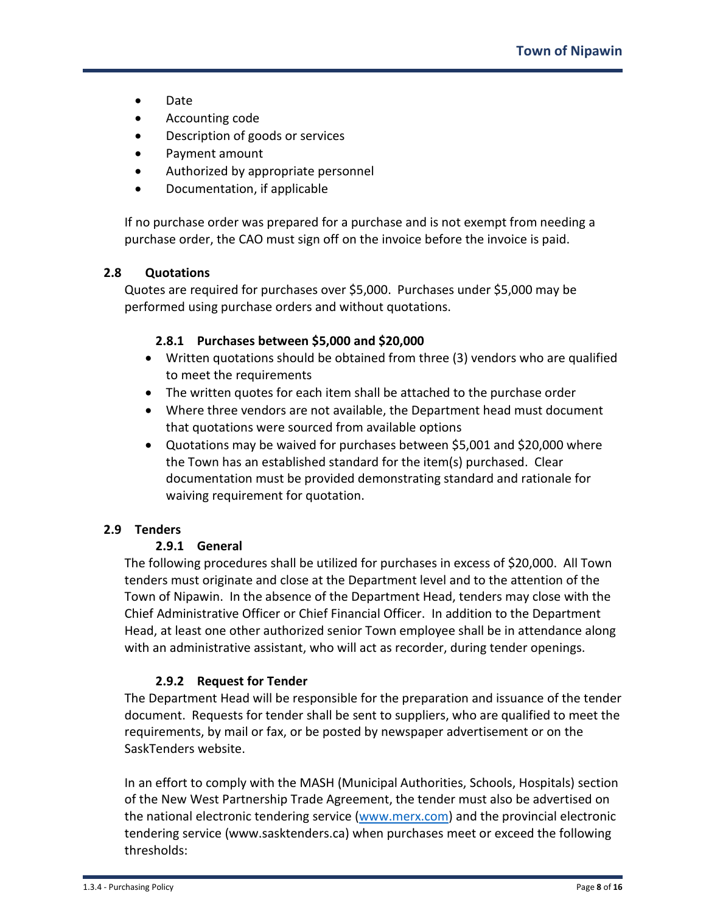- Date
- Accounting code
- Description of goods or services
- Payment amount
- Authorized by appropriate personnel
- Documentation, if applicable

If no purchase order was prepared for a purchase and is not exempt from needing a purchase order, the CAO must sign off on the invoice before the invoice is paid.

## 2.8 Quotations

Quotes are required for purchases over $5,000. Purchases under $5,000 may be performed using purchase orders and without quotations.

### 2.8.1 Purchases between $5,000 and $20,000

- Written quotations should be obtained from three (3) vendors who are qualified to meet the requirements
- The written quotes for each item shall be attached to the purchase order
- Where three vendors are not available, the Department head must document that quotations were sourced from available options
- Quotations may be waived for purchases between $5,001 and $20,000 where the Town has an established standard for the item(s) purchased. Clear documentation must be provided demonstrating standard and rationale for waiving requirement for quotation.

## 2.9 Tenders

### 2.9.1 General

The following procedures shall be utilized for purchases in excess of $20,000. All Town tenders must originate and close at the Department level and to the attention of the Town of Nipawin. In the absence of the Department Head, tenders may close with the Chief Administrative Officer or Chief Financial Officer. In addition to the Department Head, at least one other authorized senior Town employee shall be in attendance along with an administrative assistant, who will act as recorder, during tender openings.

### 2.9.2 Request for Tender

The Department Head will be responsible for the preparation and issuance of the tender document. Requests for tender shall be sent to suppliers, who are qualified to meet the requirements, by mail or fax, or be posted by newspaper advertisement or on the SaskTenders website.

In an effort to comply with the MASH (Municipal Authorities, Schools, Hospitals) section of the New West Partnership Trade Agreement, the tender must also be advertised on the national electronic tendering service ([www.merx.com](www.merx.com)) and the provincial electronic tendering service (www.sasktenders.ca) when purchases meet or exceed the following thresholds: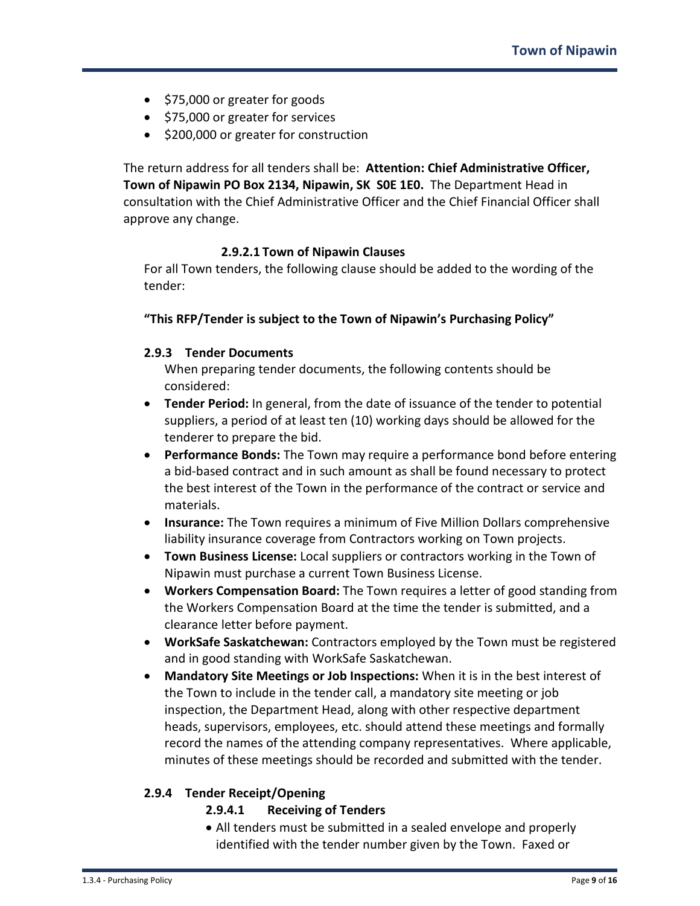- $75,000 or greater for goods
- $75,000 or greater for services
- $200,000 or greater for construction

The return address for all tenders shall be: **Attention: Chief Administrative Officer, Town of Nipawin PO Box 2134, Nipawin, SK S0E 1E0.** The Department Head in consultation with the Chief Administrative Officer and the Chief Financial Officer shall approve any change.

#### 2.9.2.1 Town of Nipawin Clauses

For all Town tenders, the following clause should be added to the wording of the tender:

**"This RFP/Tender is subject to the Town of Nipawin's Purchasing Policy"**

### 2.9.3 Tender Documents

When preparing tender documents, the following contents should be considered:

- **Tender Period:** In general, from the date of issuance of the tender to potential suppliers, a period of at least ten (10) working days should be allowed for the tenderer to prepare the bid.
- **Performance Bonds:** The Town may require a performance bond before entering a bid-based contract and in such amount as shall be found necessary to protect the best interest of the Town in the performance of the contract or service and materials.
- **Insurance:** The Town requires a minimum of Five Million Dollars comprehensive liability insurance coverage from Contractors working on Town projects.
- **Town Business License:** Local suppliers or contractors working in the Town of Nipawin must purchase a current Town Business License.
- **Workers Compensation Board:** The Town requires a letter of good standing from the Workers Compensation Board at the time the tender is submitted, and a clearance letter before payment.
- **WorkSafe Saskatchewan:** Contractors employed by the Town must be registered and in good standing with WorkSafe Saskatchewan.
- **Mandatory Site Meetings or Job Inspections:** When it is in the best interest of the Town to include in the tender call, a mandatory site meeting or job inspection, the Department Head, along with other respective department heads, supervisors, employees, etc. should attend these meetings and formally record the names of the attending company representatives. Where applicable, minutes of these meetings should be recorded and submitted with the tender.

### 2.9.4 Tender Receipt/Opening

#### 2.9.4.1 Receiving of Tenders

- All tenders must be submitted in a sealed envelope and properly identified with the tender number given by the Town. Faxed or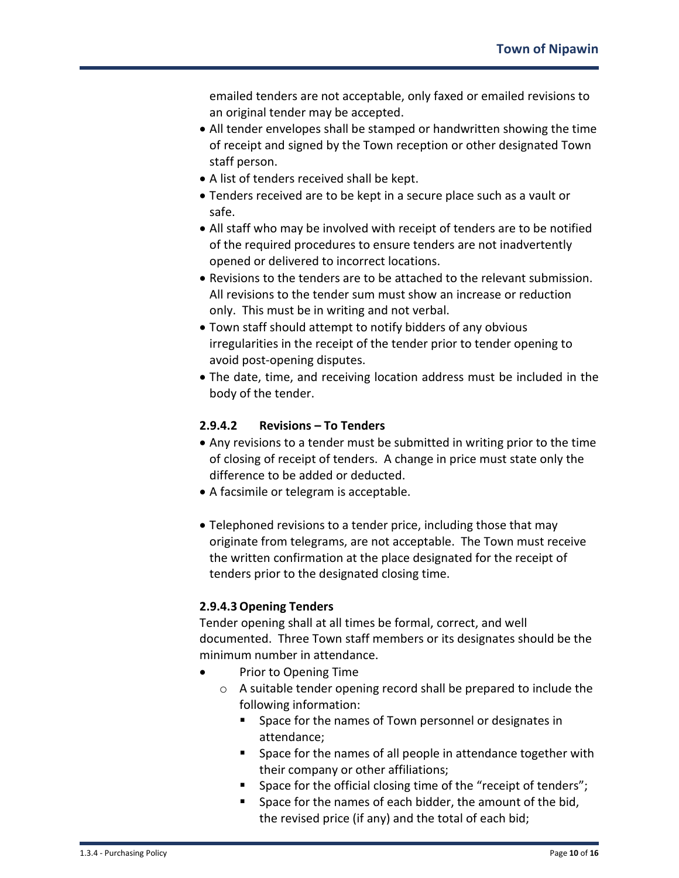emailed tenders are not acceptable, only faxed or emailed revisions to an original tender may be accepted.

- All tender envelopes shall be stamped or handwritten showing the time of receipt and signed by the Town reception or other designated Town staff person.
- A list of tenders received shall be kept.
- Tenders received are to be kept in a secure place such as a vault or safe.
- All staff who may be involved with receipt of tenders are to be notified of the required procedures to ensure tenders are not inadvertently opened or delivered to incorrect locations.
- Revisions to the tenders are to be attached to the relevant submission. All revisions to the tender sum must show an increase or reduction only. This must be in writing and not verbal.
- Town staff should attempt to notify bidders of any obvious irregularities in the receipt of the tender prior to tender opening to avoid post-opening disputes.
- The date, time, and receiving location address must be included in the body of the tender.

#### 2.9.4.2 Revisions – To Tenders

- Any revisions to a tender must be submitted in writing prior to the time of closing of receipt of tenders. A change in price must state only the difference to be added or deducted.
- A facsimile or telegram is acceptable.
- Telephoned revisions to a tender price, including those that may originate from telegrams, are not acceptable. The Town must receive the written confirmation at the place designated for the receipt of tenders prior to the designated closing time.

#### 2.9.4.3 Opening Tenders

Tender opening shall at all times be formal, correct, and well documented. Three Town staff members or its designates should be the minimum number in attendance.

- Prior to Opening Time
  - A suitable tender opening record shall be prepared to include the following information:
    - Space for the names of Town personnel or designates in attendance;
    - Space for the names of all people in attendance together with their company or other affiliations;
    - Space for the official closing time of the "receipt of tenders";
    - Space for the names of each bidder, the amount of the bid, the revised price (if any) and the total of each bid;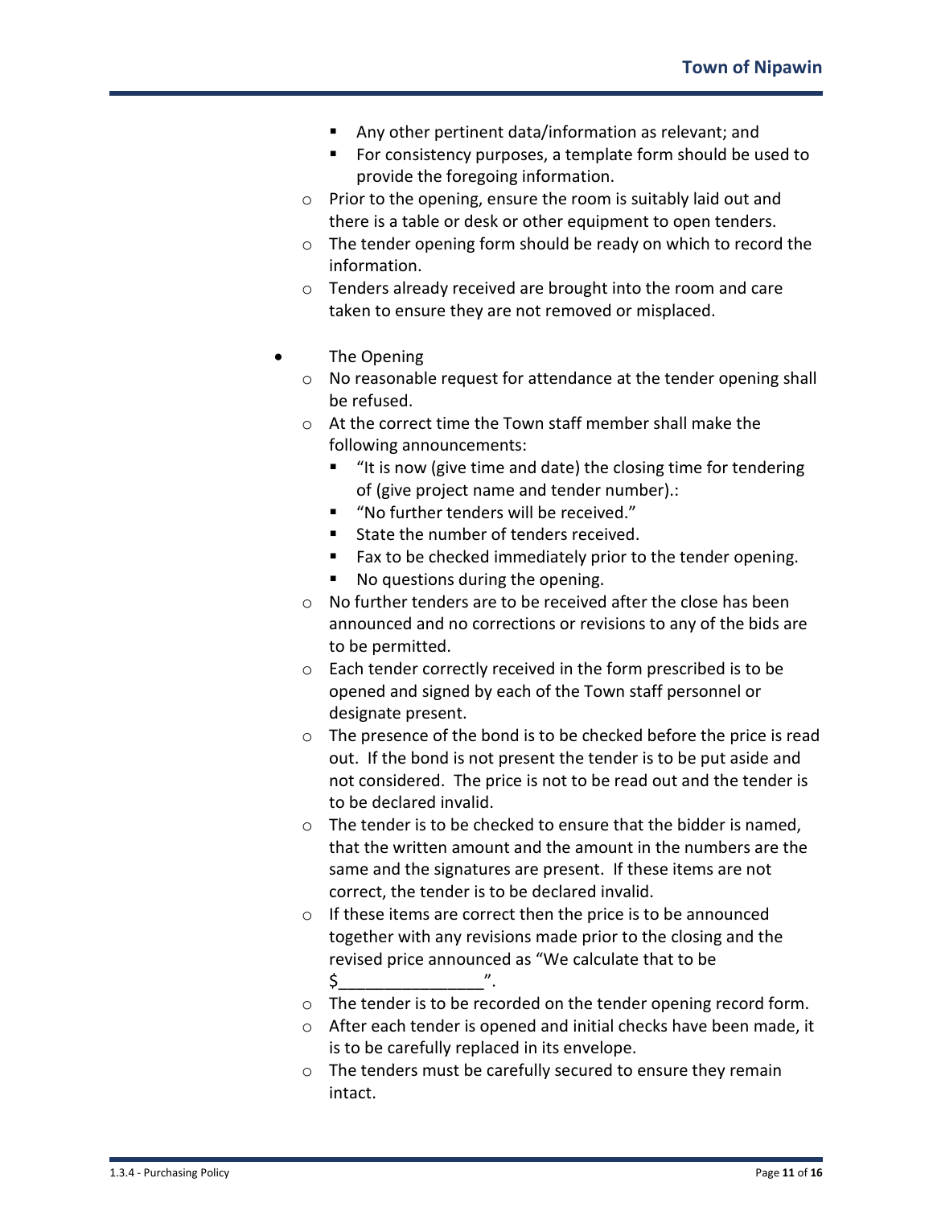- Any other pertinent data/information as relevant; and
        - For consistency purposes, a template form should be used to provide the foregoing information.
    - Prior to the opening, ensure the room is suitably laid out and there is a table or desk or other equipment to open tenders.
    - The tender opening form should be ready on which to record the information.
    - Tenders already received are brought into the room and care taken to ensure they are not removed or misplaced.

- The Opening
    - No reasonable request for attendance at the tender opening shall be refused.
    - At the correct time the Town staff member shall make the following announcements:
        - "It is now (give time and date) the closing time for tendering of (give project name and tender number).:
        - "No further tenders will be received."
        - State the number of tenders received.
        - Fax to be checked immediately prior to the tender opening.
        - No questions during the opening.
    - No further tenders are to be received after the close has been announced and no corrections or revisions to any of the bids are to be permitted.
    - Each tender correctly received in the form prescribed is to be opened and signed by each of the Town staff personnel or designate present.
    - The presence of the bond is to be checked before the price is read out. If the bond is not present the tender is to be put aside and not considered. The price is not to be read out and the tender is to be declared invalid.
    - The tender is to be checked to ensure that the bidder is named, that the written amount and the amount in the numbers are the same and the signatures are present. If these items are not correct, the tender is to be declared invalid.
    - If these items are correct then the price is to be announced together with any revisions made prior to the closing and the revised price announced as "We calculate that to be $_______________".
    - The tender is to be recorded on the tender opening record form.
    - After each tender is opened and initial checks have been made, it is to be carefully replaced in its envelope.
    - The tenders must be carefully secured to ensure they remain intact.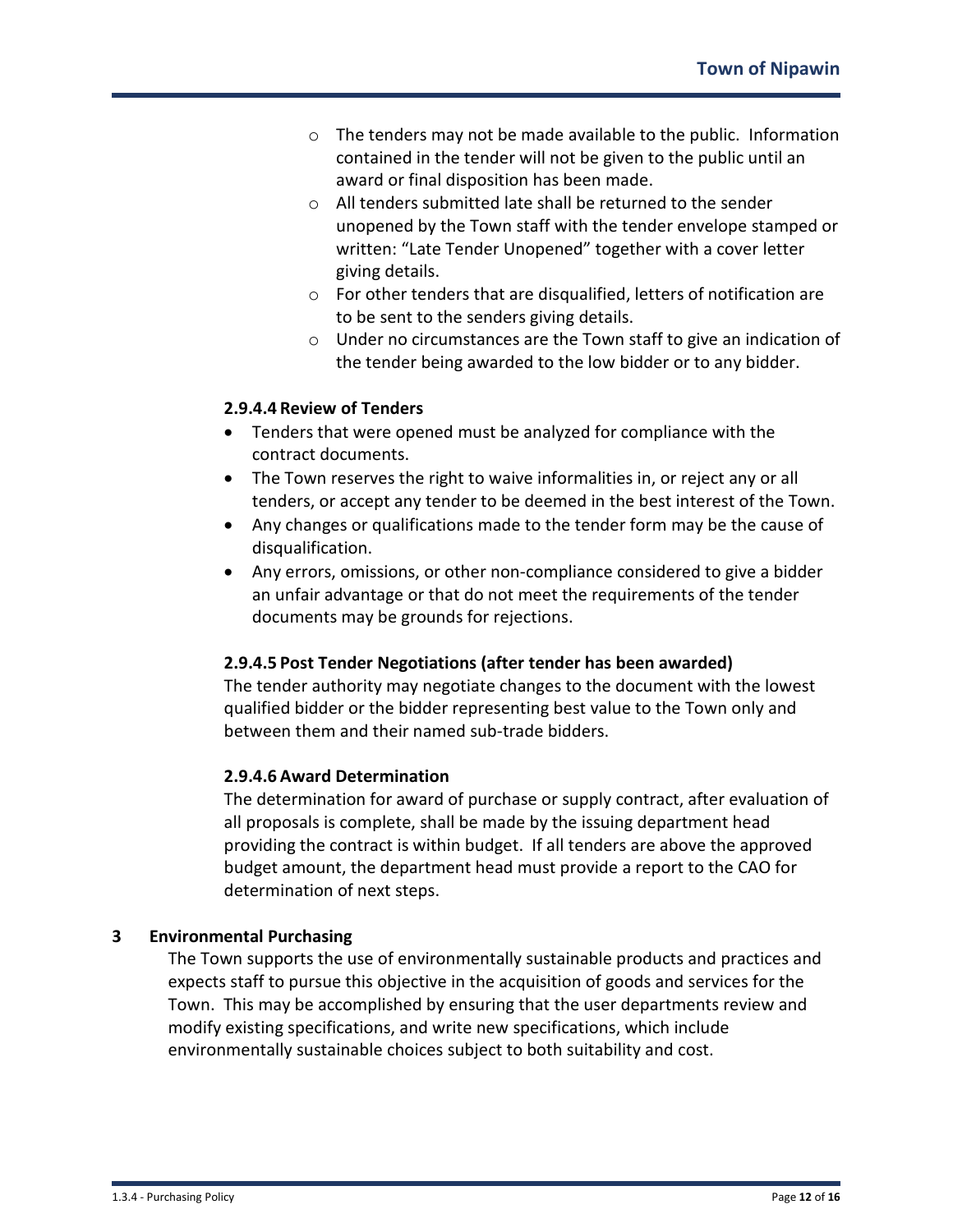- The tenders may not be made available to the public. Information contained in the tender will not be given to the public until an award or final disposition has been made.
- All tenders submitted late shall be returned to the sender unopened by the Town staff with the tender envelope stamped or written: "Late Tender Unopened" together with a cover letter giving details.
- For other tenders that are disqualified, letters of notification are to be sent to the senders giving details.
- Under no circumstances are the Town staff to give an indication of the tender being awarded to the low bidder or to any bidder.

#### 2.9.4.4 Review of Tenders

- Tenders that were opened must be analyzed for compliance with the contract documents.
- The Town reserves the right to waive informalities in, or reject any or all tenders, or accept any tender to be deemed in the best interest of the Town.
- Any changes or qualifications made to the tender form may be the cause of disqualification.
- Any errors, omissions, or other non-compliance considered to give a bidder an unfair advantage or that do not meet the requirements of the tender documents may be grounds for rejections.

#### 2.9.4.5 Post Tender Negotiations (after tender has been awarded)

The tender authority may negotiate changes to the document with the lowest qualified bidder or the bidder representing best value to the Town only and between them and their named sub-trade bidders.

#### 2.9.4.6 Award Determination

The determination for award of purchase or supply contract, after evaluation of all proposals is complete, shall be made by the issuing department head providing the contract is within budget. If all tenders are above the approved budget amount, the department head must provide a report to the CAO for determination of next steps.

## 3 Environmental Purchasing

The Town supports the use of environmentally sustainable products and practices and expects staff to pursue this objective in the acquisition of goods and services for the Town. This may be accomplished by ensuring that the user departments review and modify existing specifications, and write new specifications, which include environmentally sustainable choices subject to both suitability and cost.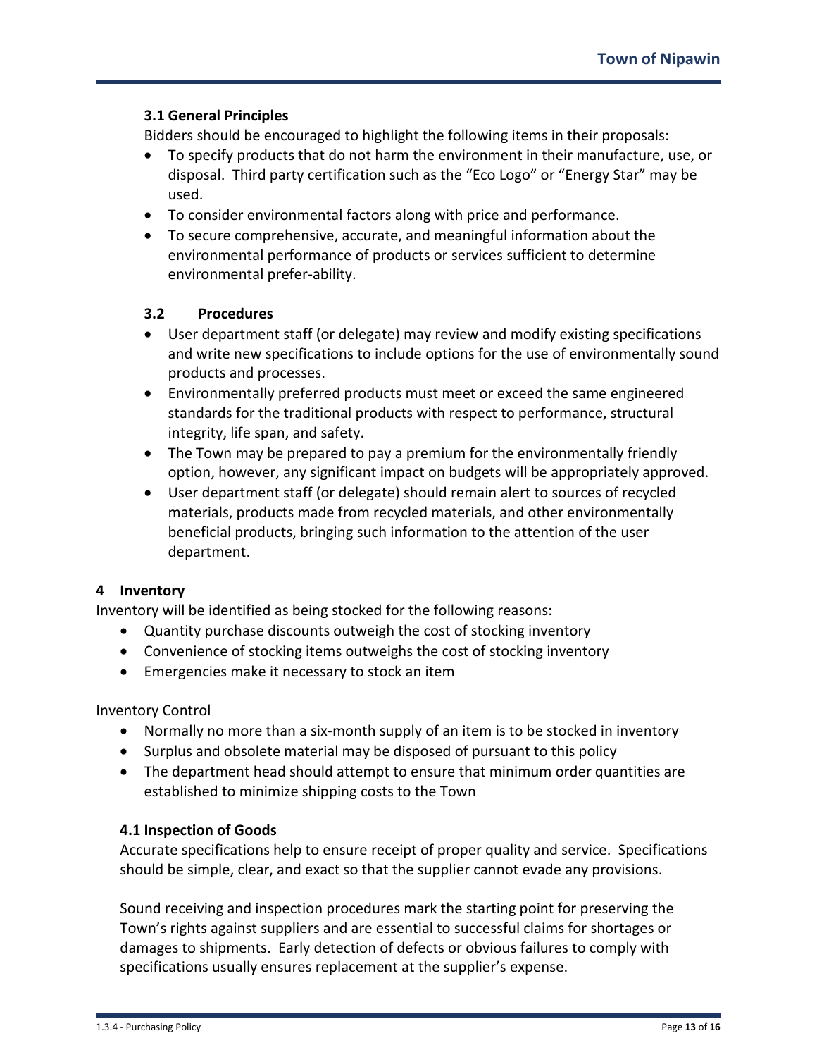### 3.1 General Principles

Bidders should be encouraged to highlight the following items in their proposals:

- To specify products that do not harm the environment in their manufacture, use, or disposal. Third party certification such as the "Eco Logo" or "Energy Star" may be used.
- To consider environmental factors along with price and performance.
- To secure comprehensive, accurate, and meaningful information about the environmental performance of products or services sufficient to determine environmental prefer-ability.

### 3.2 Procedures

- User department staff (or delegate) may review and modify existing specifications and write new specifications to include options for the use of environmentally sound products and processes.
- Environmentally preferred products must meet or exceed the same engineered standards for the traditional products with respect to performance, structural integrity, life span, and safety.
- The Town may be prepared to pay a premium for the environmentally friendly option, however, any significant impact on budgets will be appropriately approved.
- User department staff (or delegate) should remain alert to sources of recycled materials, products made from recycled materials, and other environmentally beneficial products, bringing such information to the attention of the user department.

## 4 Inventory

Inventory will be identified as being stocked for the following reasons:

- Quantity purchase discounts outweigh the cost of stocking inventory
- Convenience of stocking items outweighs the cost of stocking inventory
- Emergencies make it necessary to stock an item

Inventory Control

- Normally no more than a six-month supply of an item is to be stocked in inventory
- Surplus and obsolete material may be disposed of pursuant to this policy
- The department head should attempt to ensure that minimum order quantities are established to minimize shipping costs to the Town

### 4.1 Inspection of Goods

Accurate specifications help to ensure receipt of proper quality and service. Specifications should be simple, clear, and exact so that the supplier cannot evade any provisions.

Sound receiving and inspection procedures mark the starting point for preserving the Town's rights against suppliers and are essential to successful claims for shortages or damages to shipments. Early detection of defects or obvious failures to comply with specifications usually ensures replacement at the supplier's expense.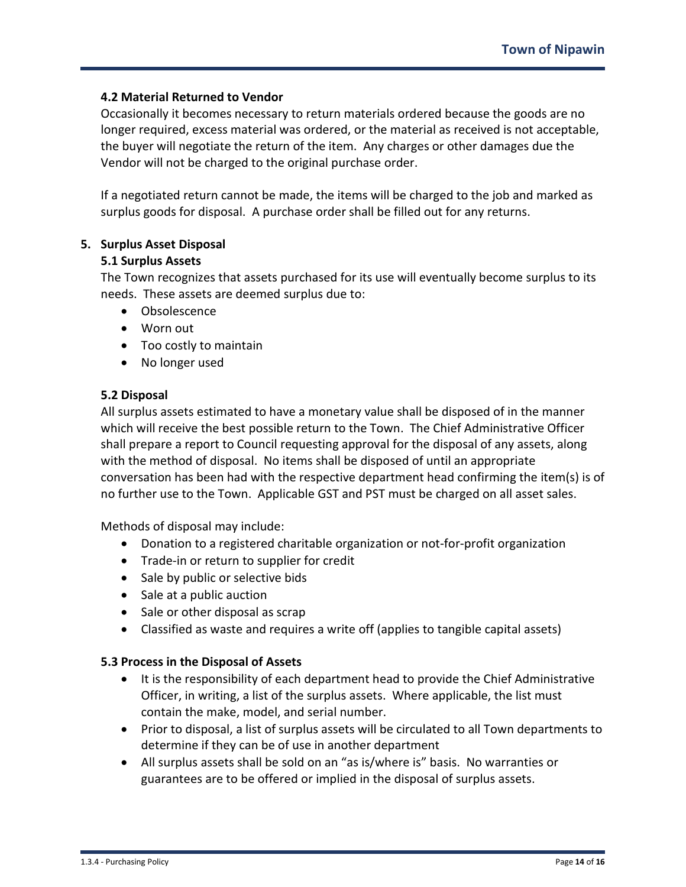### 4.2 Material Returned to Vendor

Occasionally it becomes necessary to return materials ordered because the goods are no longer required, excess material was ordered, or the material as received is not acceptable, the buyer will negotiate the return of the item. Any charges or other damages due the Vendor will not be charged to the original purchase order.

If a negotiated return cannot be made, the items will be charged to the job and marked as surplus goods for disposal. A purchase order shall be filled out for any returns.

## 5. Surplus Asset Disposal

### 5.1 Surplus Assets

The Town recognizes that assets purchased for its use will eventually become surplus to its needs. These assets are deemed surplus due to:

- Obsolescence
- Worn out
- Too costly to maintain
- No longer used

### 5.2 Disposal

All surplus assets estimated to have a monetary value shall be disposed of in the manner which will receive the best possible return to the Town. The Chief Administrative Officer shall prepare a report to Council requesting approval for the disposal of any assets, along with the method of disposal. No items shall be disposed of until an appropriate conversation has been had with the respective department head confirming the item(s) is of no further use to the Town. Applicable GST and PST must be charged on all asset sales.

Methods of disposal may include:

- Donation to a registered charitable organization or not-for-profit organization
- Trade-in or return to supplier for credit
- Sale by public or selective bids
- Sale at a public auction
- Sale or other disposal as scrap
- Classified as waste and requires a write off (applies to tangible capital assets)

### 5.3 Process in the Disposal of Assets

- It is the responsibility of each department head to provide the Chief Administrative Officer, in writing, a list of the surplus assets. Where applicable, the list must contain the make, model, and serial number.
- Prior to disposal, a list of surplus assets will be circulated to all Town departments to determine if they can be of use in another department
- All surplus assets shall be sold on an "as is/where is" basis. No warranties or guarantees are to be offered or implied in the disposal of surplus assets.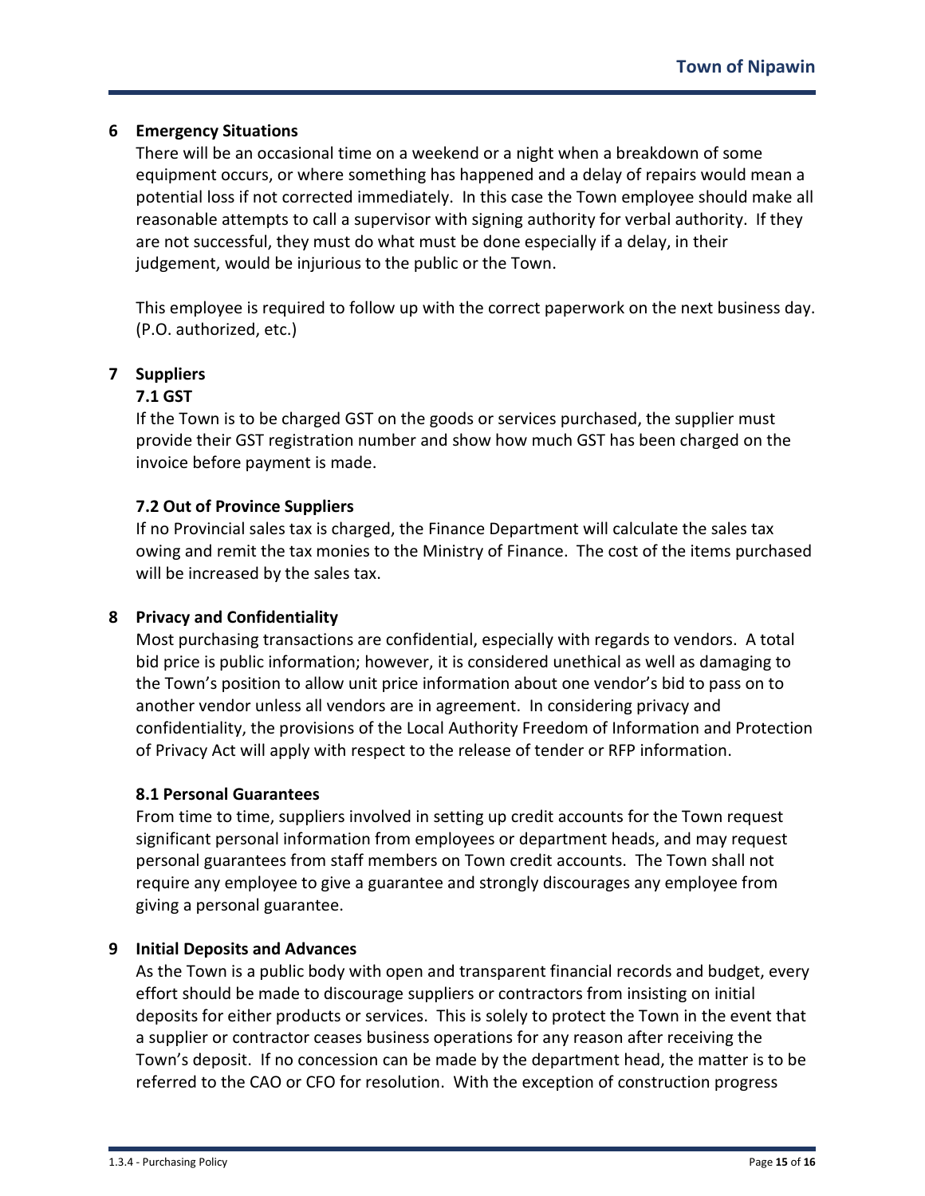## 6 Emergency Situations

There will be an occasional time on a weekend or a night when a breakdown of some equipment occurs, or where something has happened and a delay of repairs would mean a potential loss if not corrected immediately. In this case the Town employee should make all reasonable attempts to call a supervisor with signing authority for verbal authority. If they are not successful, they must do what must be done especially if a delay, in their judgement, would be injurious to the public or the Town.

This employee is required to follow up with the correct paperwork on the next business day. (P.O. authorized, etc.)

## 7 Suppliers

### 7.1 GST

If the Town is to be charged GST on the goods or services purchased, the supplier must provide their GST registration number and show how much GST has been charged on the invoice before payment is made.

### 7.2 Out of Province Suppliers

If no Provincial sales tax is charged, the Finance Department will calculate the sales tax owing and remit the tax monies to the Ministry of Finance. The cost of the items purchased will be increased by the sales tax.

## 8 Privacy and Confidentiality

Most purchasing transactions are confidential, especially with regards to vendors. A total bid price is public information; however, it is considered unethical as well as damaging to the Town's position to allow unit price information about one vendor's bid to pass on to another vendor unless all vendors are in agreement. In considering privacy and confidentiality, the provisions of the Local Authority Freedom of Information and Protection of Privacy Act will apply with respect to the release of tender or RFP information.

### 8.1 Personal Guarantees

From time to time, suppliers involved in setting up credit accounts for the Town request significant personal information from employees or department heads, and may request personal guarantees from staff members on Town credit accounts. The Town shall not require any employee to give a guarantee and strongly discourages any employee from giving a personal guarantee.

## 9 Initial Deposits and Advances

As the Town is a public body with open and transparent financial records and budget, every effort should be made to discourage suppliers or contractors from insisting on initial deposits for either products or services. This is solely to protect the Town in the event that a supplier or contractor ceases business operations for any reason after receiving the Town's deposit. If no concession can be made by the department head, the matter is to be referred to the CAO or CFO for resolution. With the exception of construction progress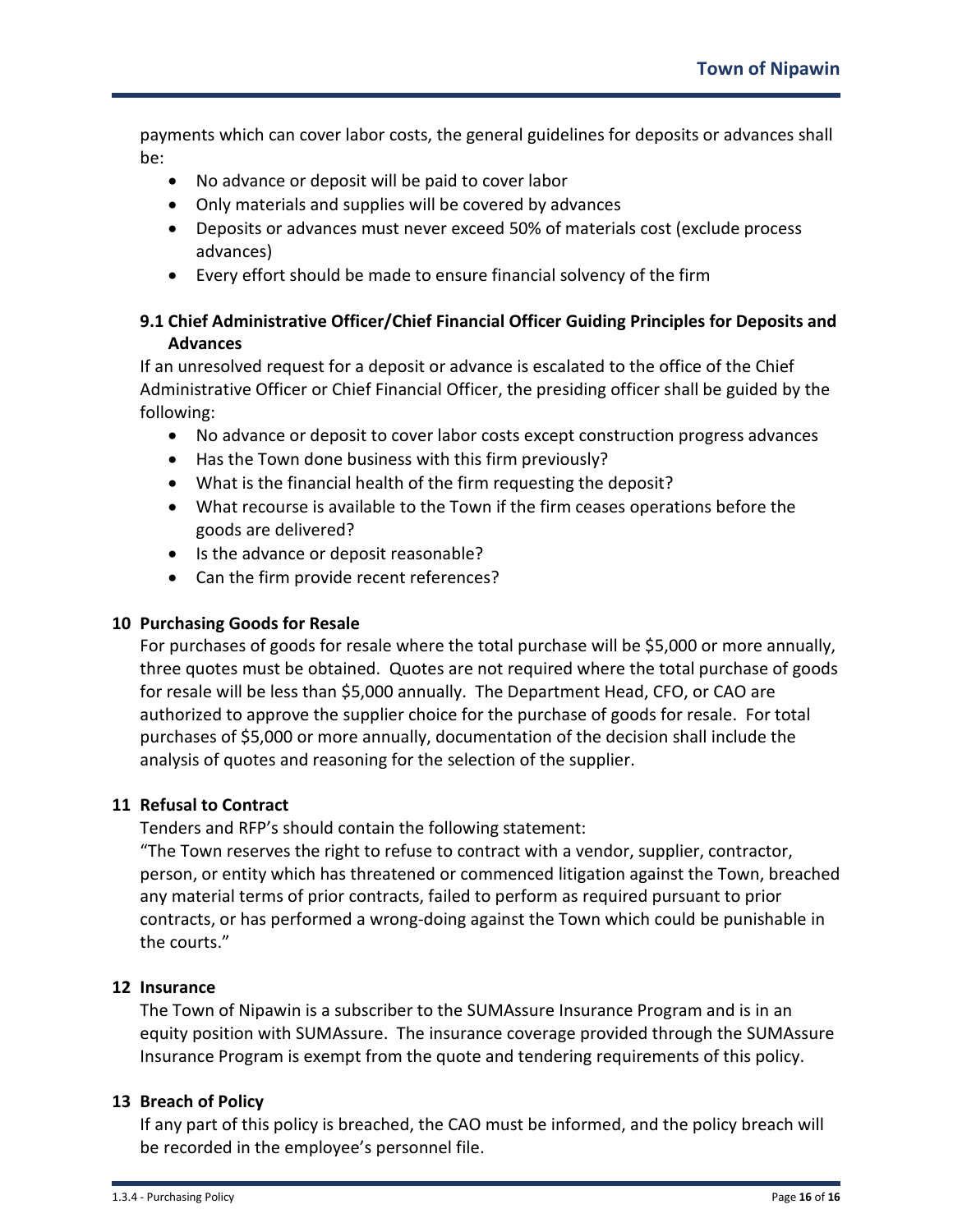payments which can cover labor costs, the general guidelines for deposits or advances shall be:

- No advance or deposit will be paid to cover labor
- Only materials and supplies will be covered by advances
- Deposits or advances must never exceed 50% of materials cost (exclude process advances)
- Every effort should be made to ensure financial solvency of the firm

### 9.1 Chief Administrative Officer/Chief Financial Officer Guiding Principles for Deposits and Advances

If an unresolved request for a deposit or advance is escalated to the office of the Chief Administrative Officer or Chief Financial Officer, the presiding officer shall be guided by the following:

- No advance or deposit to cover labor costs except construction progress advances
- Has the Town done business with this firm previously?
- What is the financial health of the firm requesting the deposit?
- What recourse is available to the Town if the firm ceases operations before the goods are delivered?
- Is the advance or deposit reasonable?
- Can the firm provide recent references?

## 10 Purchasing Goods for Resale

For purchases of goods for resale where the total purchase will be $5,000 or more annually, three quotes must be obtained. Quotes are not required where the total purchase of goods for resale will be less than $5,000 annually. The Department Head, CFO, or CAO are authorized to approve the supplier choice for the purchase of goods for resale. For total purchases of $5,000 or more annually, documentation of the decision shall include the analysis of quotes and reasoning for the selection of the supplier.

## 11 Refusal to Contract

Tenders and RFP's should contain the following statement:

"The Town reserves the right to refuse to contract with a vendor, supplier, contractor, person, or entity which has threatened or commenced litigation against the Town, breached any material terms of prior contracts, failed to perform as required pursuant to prior contracts, or has performed a wrong-doing against the Town which could be punishable in the courts."

## 12 Insurance

The Town of Nipawin is a subscriber to the SUMAssure Insurance Program and is in an equity position with SUMAssure. The insurance coverage provided through the SUMAssure Insurance Program is exempt from the quote and tendering requirements of this policy.

## 13 Breach of Policy

If any part of this policy is breached, the CAO must be informed, and the policy breach will be recorded in the employee's personnel file.